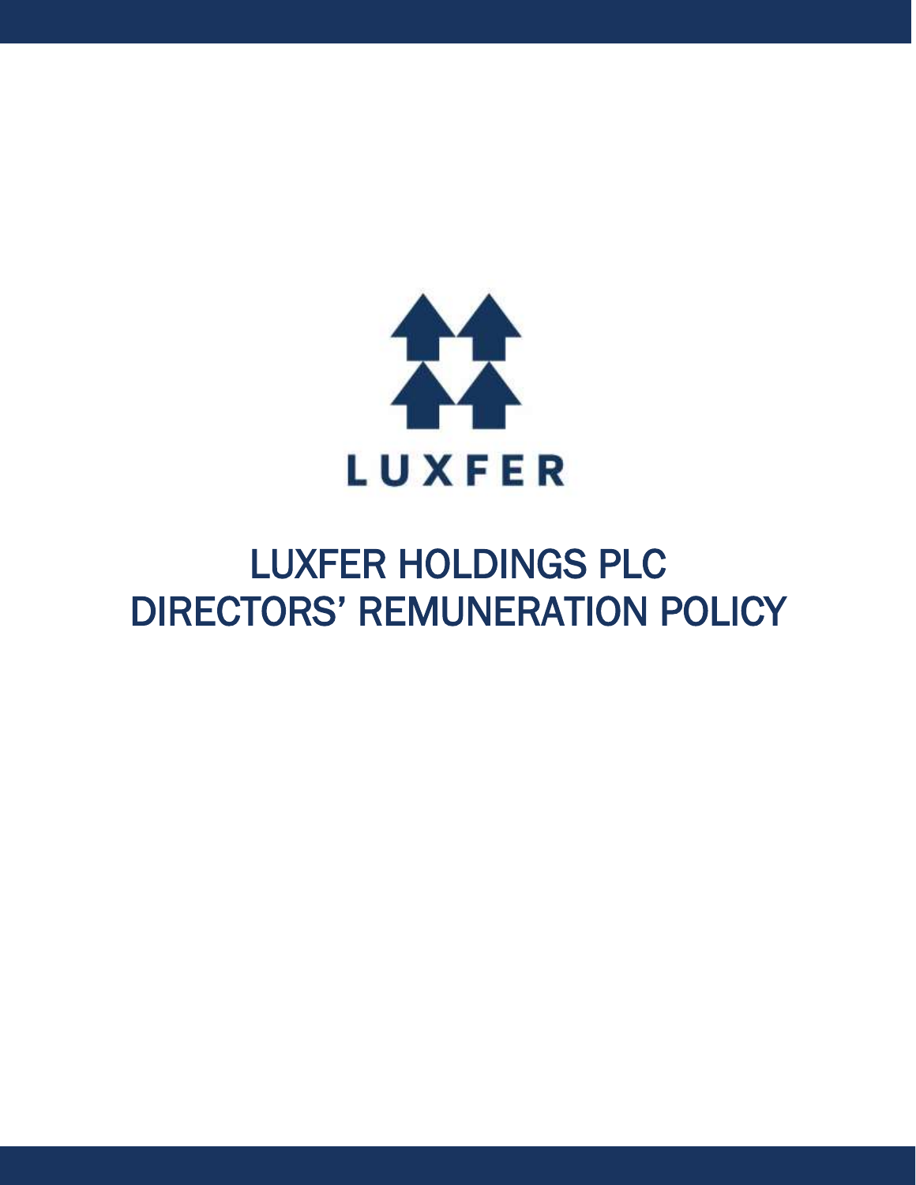LUXFER

# LUXFER HOLDINGS PLC
# DIRECTORS' REMUNERATION POLICY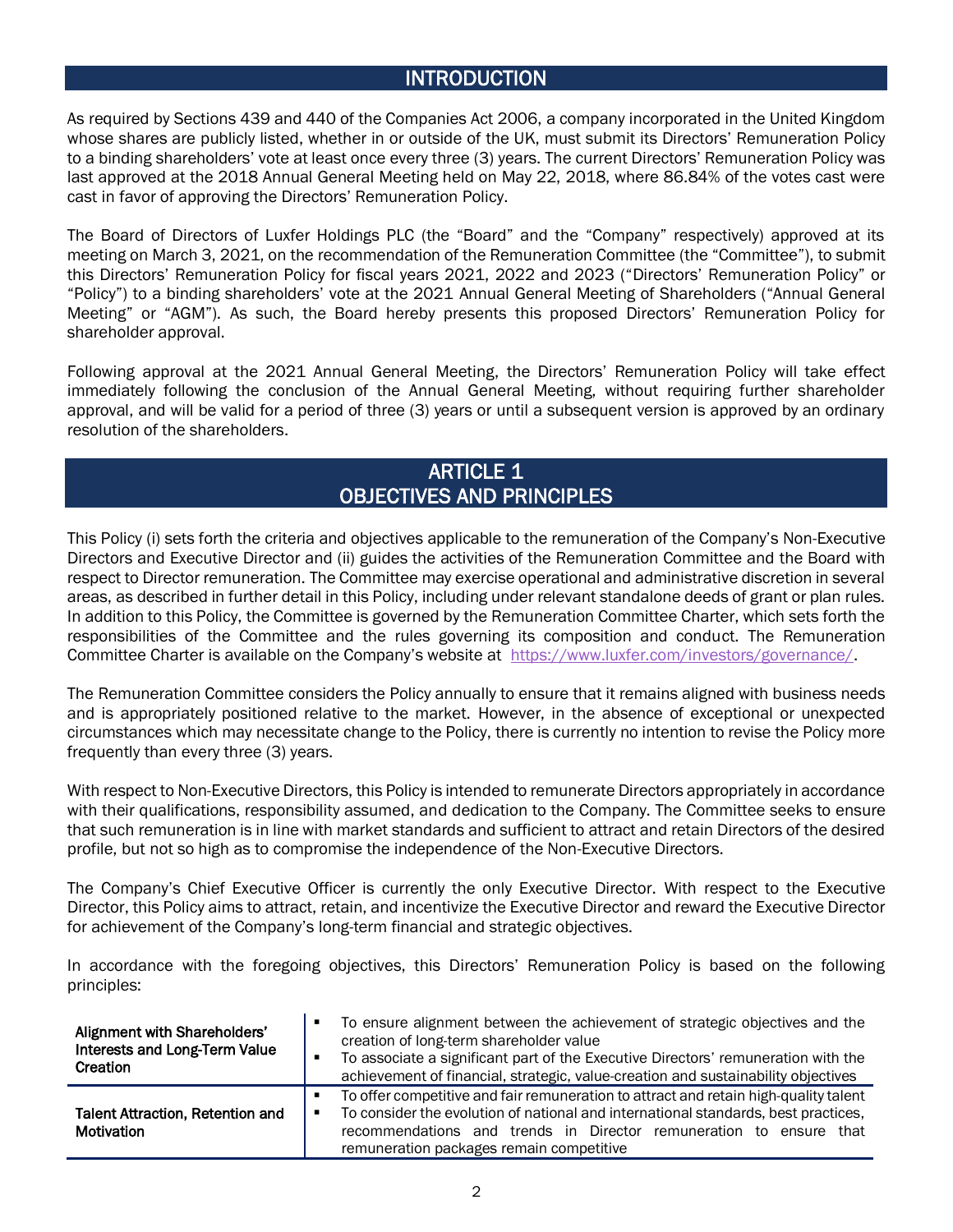## INTRODUCTION

As required by Sections 439 and 440 of the Companies Act 2006, a company incorporated in the United Kingdom whose shares are publicly listed, whether in or outside of the UK, must submit its Directors' Remuneration Policy to a binding shareholders' vote at least once every three (3) years. The current Directors' Remuneration Policy was last approved at the 2018 Annual General Meeting held on May 22, 2018, where 86.84% of the votes cast were cast in favor of approving the Directors' Remuneration Policy.

The Board of Directors of Luxfer Holdings PLC (the "Board" and the "Company" respectively) approved at its meeting on March 3, 2021, on the recommendation of the Remuneration Committee (the "Committee"), to submit this Directors' Remuneration Policy for fiscal years 2021, 2022 and 2023 ("Directors' Remuneration Policy" or "Policy") to a binding shareholders' vote at the 2021 Annual General Meeting of Shareholders ("Annual General Meeting" or "AGM"). As such, the Board hereby presents this proposed Directors' Remuneration Policy for shareholder approval.

Following approval at the 2021 Annual General Meeting, the Directors' Remuneration Policy will take effect immediately following the conclusion of the Annual General Meeting, without requiring further shareholder approval, and will be valid for a period of three (3) years or until a subsequent version is approved by an ordinary resolution of the shareholders.

## ARTICLE 1
## OBJECTIVES AND PRINCIPLES

This Policy (i) sets forth the criteria and objectives applicable to the remuneration of the Company's Non-Executive Directors and Executive Director and (ii) guides the activities of the Remuneration Committee and the Board with respect to Director remuneration. The Committee may exercise operational and administrative discretion in several areas, as described in further detail in this Policy, including under relevant standalone deeds of grant or plan rules. In addition to this Policy, the Committee is governed by the Remuneration Committee Charter, which sets forth the responsibilities of the Committee and the rules governing its composition and conduct. The Remuneration Committee Charter is available on the Company's website at https://www.luxfer.com/investors/governance/.

The Remuneration Committee considers the Policy annually to ensure that it remains aligned with business needs and is appropriately positioned relative to the market. However, in the absence of exceptional or unexpected circumstances which may necessitate change to the Policy, there is currently no intention to revise the Policy more frequently than every three (3) years.

With respect to Non-Executive Directors, this Policy is intended to remunerate Directors appropriately in accordance with their qualifications, responsibility assumed, and dedication to the Company. The Committee seeks to ensure that such remuneration is in line with market standards and sufficient to attract and retain Directors of the desired profile, but not so high as to compromise the independence of the Non-Executive Directors.

The Company's Chief Executive Officer is currently the only Executive Director. With respect to the Executive Director, this Policy aims to attract, retain, and incentivize the Executive Director and reward the Executive Director for achievement of the Company's long-term financial and strategic objectives.

In accordance with the foregoing objectives, this Directors' Remuneration Policy is based on the following principles:

| Principle | Description |
|---|---|
| **Alignment with Shareholders' Interests and Long-Term Value Creation** | ▪ To ensure alignment between the achievement of strategic objectives and the creation of long-term shareholder value<br>▪ To associate a significant part of the Executive Directors' remuneration with the achievement of financial, strategic, value-creation and sustainability objectives |
| **Talent Attraction, Retention and Motivation** | ▪ To offer competitive and fair remuneration to attract and retain high-quality talent<br>▪ To consider the evolution of national and international standards, best practices, recommendations and trends in Director remuneration to ensure that remuneration packages remain competitive |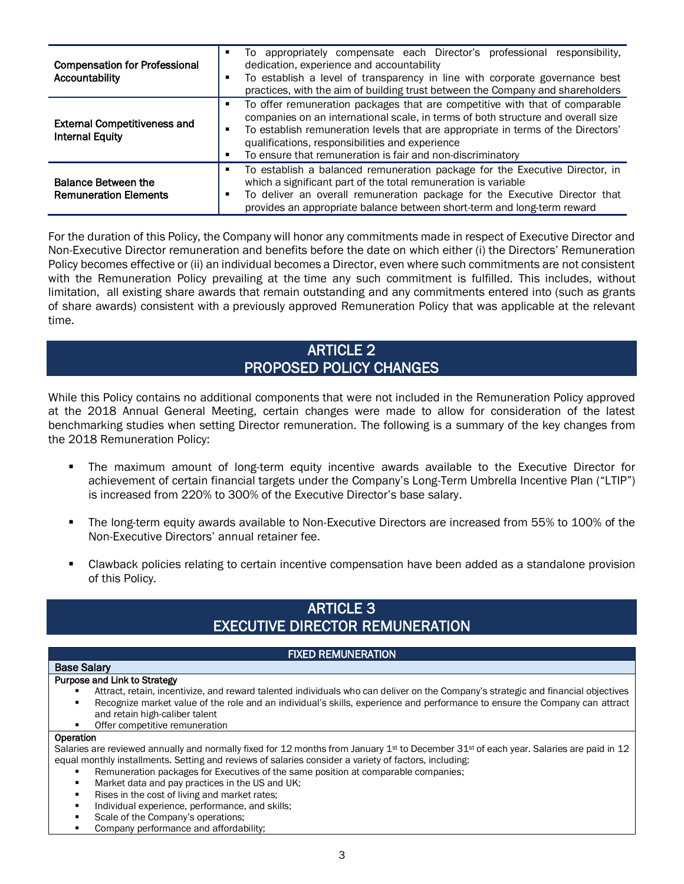| | |
|---|---|
| **Compensation for Professional Accountability** | ▪ To appropriately compensate each Director's professional responsibility, dedication, experience and accountability<br>▪ To establish a level of transparency in line with corporate governance best practices, with the aim of building trust between the Company and shareholders |
| **External Competitiveness and Internal Equity** | ▪ To offer remuneration packages that are competitive with that of comparable companies on an international scale, in terms of both structure and overall size<br>▪ To establish remuneration levels that are appropriate in terms of the Directors' qualifications, responsibilities and experience<br>▪ To ensure that remuneration is fair and non-discriminatory |
| **Balance Between the Remuneration Elements** | ▪ To establish a balanced remuneration package for the Executive Director, in which a significant part of the total remuneration is variable<br>▪ To deliver an overall remuneration package for the Executive Director that provides an appropriate balance between short-term and long-term reward |

For the duration of this Policy, the Company will honor any commitments made in respect of Executive Director and Non-Executive Director remuneration and benefits before the date on which either (i) the Directors' Remuneration Policy becomes effective or (ii) an individual becomes a Director, even where such commitments are not consistent with the Remuneration Policy prevailing at the time any such commitment is fulfilled. This includes, without limitation, all existing share awards that remain outstanding and any commitments entered into (such as grants of share awards) consistent with a previously approved Remuneration Policy that was applicable at the relevant time.

## ARTICLE 2
## PROPOSED POLICY CHANGES

While this Policy contains no additional components that were not included in the Remuneration Policy approved at the 2018 Annual General Meeting, certain changes were made to allow for consideration of the latest benchmarking studies when setting Director remuneration. The following is a summary of the key changes from the 2018 Remuneration Policy:

- The maximum amount of long-term equity incentive awards available to the Executive Director for achievement of certain financial targets under the Company's Long-Term Umbrella Incentive Plan ("LTIP") is increased from 220% to 300% of the Executive Director's base salary.
- The long-term equity awards available to Non-Executive Directors are increased from 55% to 100% of the Non-Executive Directors' annual retainer fee.
- Clawback policies relating to certain incentive compensation have been added as a standalone provision of this Policy.

## ARTICLE 3
## EXECUTIVE DIRECTOR REMUNERATION

### FIXED REMUNERATION

**Base Salary**

**Purpose and Link to Strategy**

- Attract, retain, incentivize, and reward talented individuals who can deliver on the Company's strategic and financial objectives
- Recognize market value of the role and an individual's skills, experience and performance to ensure the Company can attract and retain high-caliber talent
- Offer competitive remuneration

**Operation**

Salaries are reviewed annually and normally fixed for 12 months from January 1st to December 31st of each year. Salaries are paid in 12 equal monthly installments. Setting and reviews of salaries consider a variety of factors, including:

- Remuneration packages for Executives of the same position at comparable companies;
- Market data and pay practices in the US and UK;
- Rises in the cost of living and market rates;
- Individual experience, performance, and skills;
- Scale of the Company's operations;
- Company performance and affordability;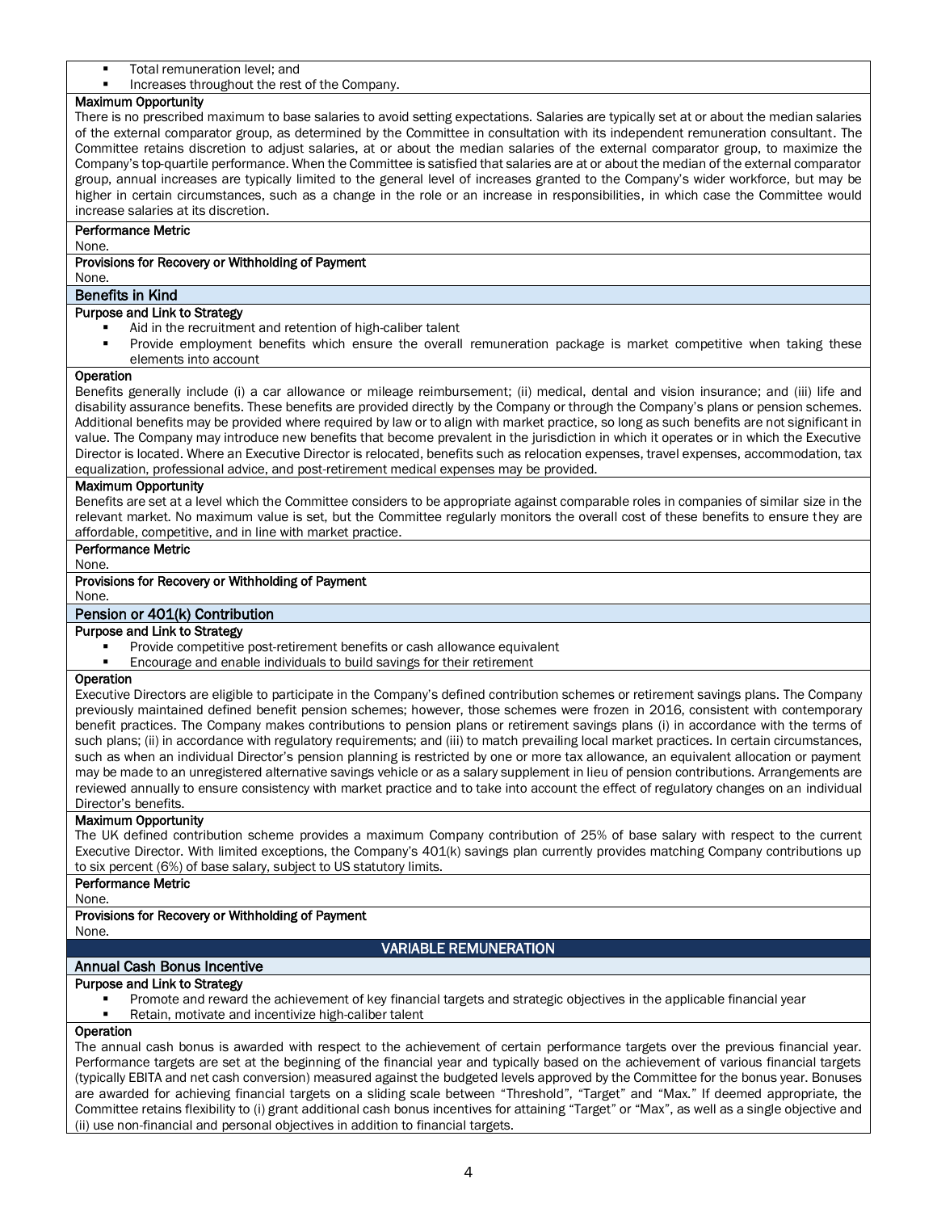- Total remuneration level; and
- Increases throughout the rest of the Company.

**Maximum Opportunity**

There is no prescribed maximum to base salaries to avoid setting expectations. Salaries are typically set at or about the median salaries of the external comparator group, as determined by the Committee in consultation with its independent remuneration consultant. The Committee retains discretion to adjust salaries, at or about the median salaries of the external comparator group, to maximize the Company's top-quartile performance. When the Committee is satisfied that salaries are at or about the median of the external comparator group, annual increases are typically limited to the general level of increases granted to the Company's wider workforce, but may be higher in certain circumstances, such as a change in the role or an increase in responsibilities, in which case the Committee would increase salaries at its discretion.

**Performance Metric**

None.

**Provisions for Recovery or Withholding of Payment**

None.

## Benefits in Kind

**Purpose and Link to Strategy**

- Aid in the recruitment and retention of high-caliber talent
- Provide employment benefits which ensure the overall remuneration package is market competitive when taking these elements into account

**Operation**

Benefits generally include (i) a car allowance or mileage reimbursement; (ii) medical, dental and vision insurance; and (iii) life and disability assurance benefits. These benefits are provided directly by the Company or through the Company's plans or pension schemes. Additional benefits may be provided where required by law or to align with market practice, so long as such benefits are not significant in value. The Company may introduce new benefits that become prevalent in the jurisdiction in which it operates or in which the Executive Director is located. Where an Executive Director is relocated, benefits such as relocation expenses, travel expenses, accommodation, tax equalization, professional advice, and post-retirement medical expenses may be provided.

**Maximum Opportunity**

Benefits are set at a level which the Committee considers to be appropriate against comparable roles in companies of similar size in the relevant market. No maximum value is set, but the Committee regularly monitors the overall cost of these benefits to ensure they are affordable, competitive, and in line with market practice.

**Performance Metric**

None.

**Provisions for Recovery or Withholding of Payment**

None.

## Pension or 401(k) Contribution

**Purpose and Link to Strategy**

- Provide competitive post-retirement benefits or cash allowance equivalent
- Encourage and enable individuals to build savings for their retirement

**Operation**

Executive Directors are eligible to participate in the Company's defined contribution schemes or retirement savings plans. The Company previously maintained defined benefit pension schemes; however, those schemes were frozen in 2016, consistent with contemporary benefit practices. The Company makes contributions to pension plans or retirement savings plans (i) in accordance with the terms of such plans; (ii) in accordance with regulatory requirements; and (iii) to match prevailing local market practices. In certain circumstances, such as when an individual Director's pension planning is restricted by one or more tax allowance, an equivalent allocation or payment may be made to an unregistered alternative savings vehicle or as a salary supplement in lieu of pension contributions. Arrangements are reviewed annually to ensure consistency with market practice and to take into account the effect of regulatory changes on an individual Director's benefits.

**Maximum Opportunity**

The UK defined contribution scheme provides a maximum Company contribution of 25% of base salary with respect to the current Executive Director. With limited exceptions, the Company's 401(k) savings plan currently provides matching Company contributions up to six percent (6%) of base salary, subject to US statutory limits.

**Performance Metric**

None.

**Provisions for Recovery or Withholding of Payment**

None.

# VARIABLE REMUNERATION

## Annual Cash Bonus Incentive

**Purpose and Link to Strategy**

- Promote and reward the achievement of key financial targets and strategic objectives in the applicable financial year
- Retain, motivate and incentivize high-caliber talent

**Operation**

The annual cash bonus is awarded with respect to the achievement of certain performance targets over the previous financial year. Performance targets are set at the beginning of the financial year and typically based on the achievement of various financial targets (typically EBITA and net cash conversion) measured against the budgeted levels approved by the Committee for the bonus year. Bonuses are awarded for achieving financial targets on a sliding scale between "Threshold", "Target" and "Max." If deemed appropriate, the Committee retains flexibility to (i) grant additional cash bonus incentives for attaining "Target" or "Max", as well as a single objective and (ii) use non-financial and personal objectives in addition to financial targets.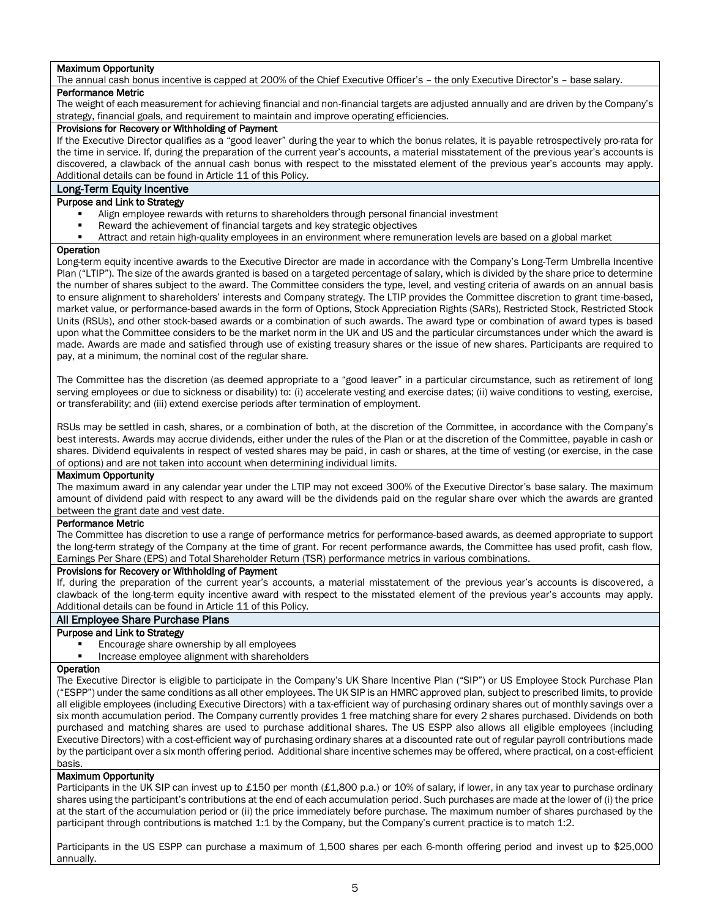**Maximum Opportunity**

The annual cash bonus incentive is capped at 200% of the Chief Executive Officer's – the only Executive Director's – base salary.

**Performance Metric**

The weight of each measurement for achieving financial and non-financial targets are adjusted annually and are driven by the Company's strategy, financial goals, and requirement to maintain and improve operating efficiencies.

**Provisions for Recovery or Withholding of Payment**

If the Executive Director qualifies as a "good leaver" during the year to which the bonus relates, it is payable retrospectively pro-rata for the time in service. If, during the preparation of the current year's accounts, a material misstatement of the previous year's accounts is discovered, a clawback of the annual cash bonus with respect to the misstated element of the previous year's accounts may apply. Additional details can be found in Article 11 of this Policy.

## Long-Term Equity Incentive

**Purpose and Link to Strategy**

- Align employee rewards with returns to shareholders through personal financial investment
- Reward the achievement of financial targets and key strategic objectives
- Attract and retain high-quality employees in an environment where remuneration levels are based on a global market

**Operation**

Long-term equity incentive awards to the Executive Director are made in accordance with the Company's Long-Term Umbrella Incentive Plan ("LTIP"). The size of the awards granted is based on a targeted percentage of salary, which is divided by the share price to determine the number of shares subject to the award. The Committee considers the type, level, and vesting criteria of awards on an annual basis to ensure alignment to shareholders' interests and Company strategy. The LTIP provides the Committee discretion to grant time-based, market value, or performance-based awards in the form of Options, Stock Appreciation Rights (SARs), Restricted Stock, Restricted Stock Units (RSUs), and other stock-based awards or a combination of such awards. The award type or combination of award types is based upon what the Committee considers to be the market norm in the UK and US and the particular circumstances under which the award is made. Awards are made and satisfied through use of existing treasury shares or the issue of new shares. Participants are required to pay, at a minimum, the nominal cost of the regular share.

The Committee has the discretion (as deemed appropriate to a "good leaver" in a particular circumstance, such as retirement of long serving employees or due to sickness or disability) to: (i) accelerate vesting and exercise dates; (ii) waive conditions to vesting, exercise, or transferability; and (iii) extend exercise periods after termination of employment.

RSUs may be settled in cash, shares, or a combination of both, at the discretion of the Committee, in accordance with the Company's best interests. Awards may accrue dividends, either under the rules of the Plan or at the discretion of the Committee, payable in cash or shares. Dividend equivalents in respect of vested shares may be paid, in cash or shares, at the time of vesting (or exercise, in the case of options) and are not taken into account when determining individual limits.

**Maximum Opportunity**

The maximum award in any calendar year under the LTIP may not exceed 300% of the Executive Director's base salary. The maximum amount of dividend paid with respect to any award will be the dividends paid on the regular share over which the awards are granted between the grant date and vest date.

**Performance Metric**

The Committee has discretion to use a range of performance metrics for performance-based awards, as deemed appropriate to support the long-term strategy of the Company at the time of grant. For recent performance awards, the Committee has used profit, cash flow, Earnings Per Share (EPS) and Total Shareholder Return (TSR) performance metrics in various combinations.

**Provisions for Recovery or Withholding of Payment**

If, during the preparation of the current year's accounts, a material misstatement of the previous year's accounts is discovered, a clawback of the long-term equity incentive award with respect to the misstated element of the previous year's accounts may apply. Additional details can be found in Article 11 of this Policy.

## All Employee Share Purchase Plans

**Purpose and Link to Strategy**

- Encourage share ownership by all employees
- Increase employee alignment with shareholders

**Operation**

The Executive Director is eligible to participate in the Company's UK Share Incentive Plan ("SIP") or US Employee Stock Purchase Plan ("ESPP") under the same conditions as all other employees. The UK SIP is an HMRC approved plan, subject to prescribed limits, to provide all eligible employees (including Executive Directors) with a tax-efficient way of purchasing ordinary shares out of monthly savings over a six month accumulation period. The Company currently provides 1 free matching share for every 2 shares purchased. Dividends on both purchased and matching shares are used to purchase additional shares. The US ESPP also allows all eligible employees (including Executive Directors) with a cost-efficient way of purchasing ordinary shares at a discounted rate out of regular payroll contributions made by the participant over a six month offering period. Additional share incentive schemes may be offered, where practical, on a cost-efficient basis.

**Maximum Opportunity**

Participants in the UK SIP can invest up to £150 per month (£1,800 p.a.) or 10% of salary, if lower, in any tax year to purchase ordinary shares using the participant's contributions at the end of each accumulation period. Such purchases are made at the lower of (i) the price at the start of the accumulation period or (ii) the price immediately before purchase. The maximum number of shares purchased by the participant through contributions is matched 1:1 by the Company, but the Company's current practice is to match 1:2.

Participants in the US ESPP can purchase a maximum of 1,500 shares per each 6-month offering period and invest up to $25,000 annually.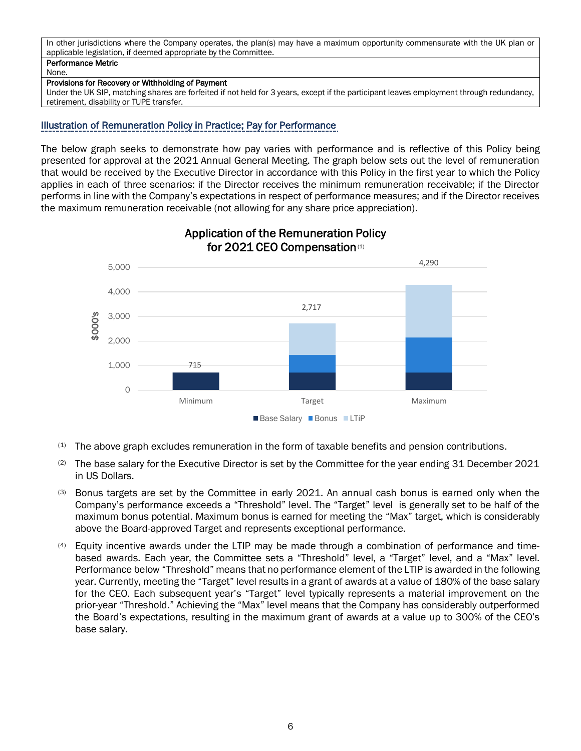| In other jurisdictions where the Company operates, the plan(s) may have a maximum opportunity commensurate with the UK plan or applicable legislation, if deemed appropriate by the Committee. |
|---|
| **Performance Metric**<br>None. |
| **Provisions for Recovery or Withholding of Payment**<br>Under the UK SIP, matching shares are forfeited if not held for 3 years, except if the participant leaves employment through redundancy, retirement, disability or TUPE transfer. |

## Illustration of Remuneration Policy in Practice; Pay for Performance

The below graph seeks to demonstrate how pay varies with performance and is reflective of this Policy being presented for approval at the 2021 Annual General Meeting. The graph below sets out the level of remuneration that would be received by the Executive Director in accordance with this Policy in the first year to which the Policy applies in each of three scenarios: if the Director receives the minimum remuneration receivable; if the Director performs in line with the Company's expectations in respect of performance measures; and if the Director receives the maximum remuneration receivable (not allowing for any share price appreciation).

**Application of the Remuneration Policy for 2021 CEO Compensation** (1)

| Scenario | Total ($000's) |
|---|---|
| Minimum | 715 |
| Target | 2,717 |
| Maximum | 4,290 |

Legend: Base Salary, Bonus, LTiP

(1) The above graph excludes remuneration in the form of taxable benefits and pension contributions.

(2) The base salary for the Executive Director is set by the Committee for the year ending 31 December 2021 in US Dollars.

(3) Bonus targets are set by the Committee in early 2021. An annual cash bonus is earned only when the Company's performance exceeds a "Threshold" level. The "Target" level is generally set to be half of the maximum bonus potential. Maximum bonus is earned for meeting the "Max" target, which is considerably above the Board-approved Target and represents exceptional performance.

(4) Equity incentive awards under the LTIP may be made through a combination of performance and time-based awards. Each year, the Committee sets a "Threshold" level, a "Target" level, and a "Max" level. Performance below "Threshold" means that no performance element of the LTIP is awarded in the following year. Currently, meeting the "Target" level results in a grant of awards at a value of 180% of the base salary for the CEO. Each subsequent year's "Target" level typically represents a material improvement on the prior-year "Threshold." Achieving the "Max" level means that the Company has considerably outperformed the Board's expectations, resulting in the maximum grant of awards at a value up to 300% of the CEO's base salary.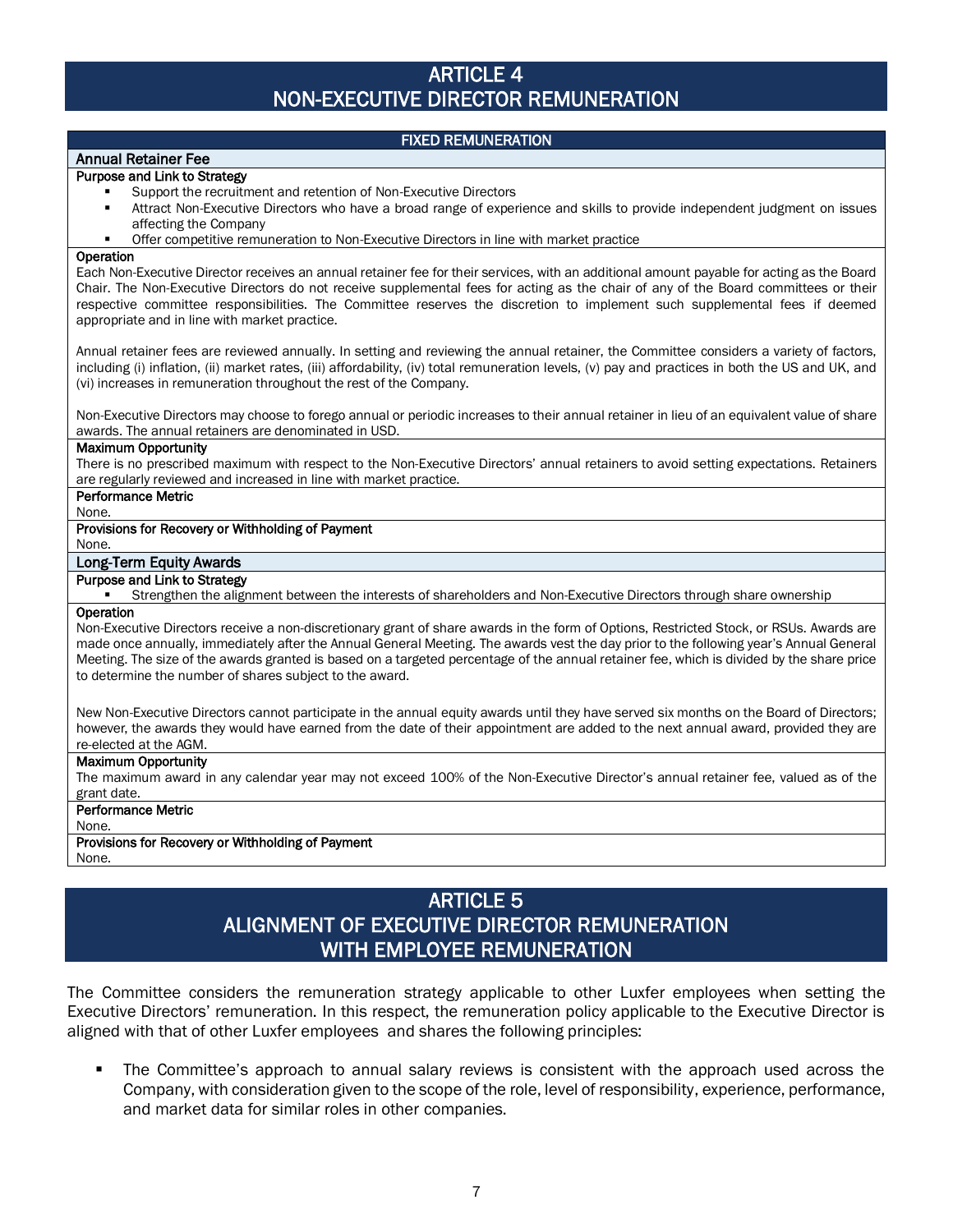# ARTICLE 4
# NON-EXECUTIVE DIRECTOR REMUNERATION

## FIXED REMUNERATION

### Annual Retainer Fee

**Purpose and Link to Strategy**

- Support the recruitment and retention of Non-Executive Directors
- Attract Non-Executive Directors who have a broad range of experience and skills to provide independent judgment on issues affecting the Company
- Offer competitive remuneration to Non-Executive Directors in line with market practice

**Operation**

Each Non-Executive Director receives an annual retainer fee for their services, with an additional amount payable for acting as the Board Chair. The Non-Executive Directors do not receive supplemental fees for acting as the chair of any of the Board committees or their respective committee responsibilities. The Committee reserves the discretion to implement such supplemental fees if deemed appropriate and in line with market practice.

Annual retainer fees are reviewed annually. In setting and reviewing the annual retainer, the Committee considers a variety of factors, including (i) inflation, (ii) market rates, (iii) affordability, (iv) total remuneration levels, (v) pay and practices in both the US and UK, and (vi) increases in remuneration throughout the rest of the Company.

Non-Executive Directors may choose to forego annual or periodic increases to their annual retainer in lieu of an equivalent value of share awards. The annual retainers are denominated in USD.

**Maximum Opportunity**

There is no prescribed maximum with respect to the Non-Executive Directors' annual retainers to avoid setting expectations. Retainers are regularly reviewed and increased in line with market practice.

**Performance Metric**

None.

**Provisions for Recovery or Withholding of Payment**

None.

### Long-Term Equity Awards

**Purpose and Link to Strategy**

- Strengthen the alignment between the interests of shareholders and Non-Executive Directors through share ownership

**Operation**

Non-Executive Directors receive a non-discretionary grant of share awards in the form of Options, Restricted Stock, or RSUs. Awards are made once annually, immediately after the Annual General Meeting. The awards vest the day prior to the following year's Annual General Meeting. The size of the awards granted is based on a targeted percentage of the annual retainer fee, which is divided by the share price to determine the number of shares subject to the award.

New Non-Executive Directors cannot participate in the annual equity awards until they have served six months on the Board of Directors; however, the awards they would have earned from the date of their appointment are added to the next annual award, provided they are re-elected at the AGM.

**Maximum Opportunity**

The maximum award in any calendar year may not exceed 100% of the Non-Executive Director's annual retainer fee, valued as of the grant date.

**Performance Metric**

None.

**Provisions for Recovery or Withholding of Payment**

None.

# ARTICLE 5
# ALIGNMENT OF EXECUTIVE DIRECTOR REMUNERATION WITH EMPLOYEE REMUNERATION

The Committee considers the remuneration strategy applicable to other Luxfer employees when setting the Executive Directors' remuneration. In this respect, the remuneration policy applicable to the Executive Director is aligned with that of other Luxfer employees and shares the following principles:

- The Committee's approach to annual salary reviews is consistent with the approach used across the Company, with consideration given to the scope of the role, level of responsibility, experience, performance, and market data for similar roles in other companies.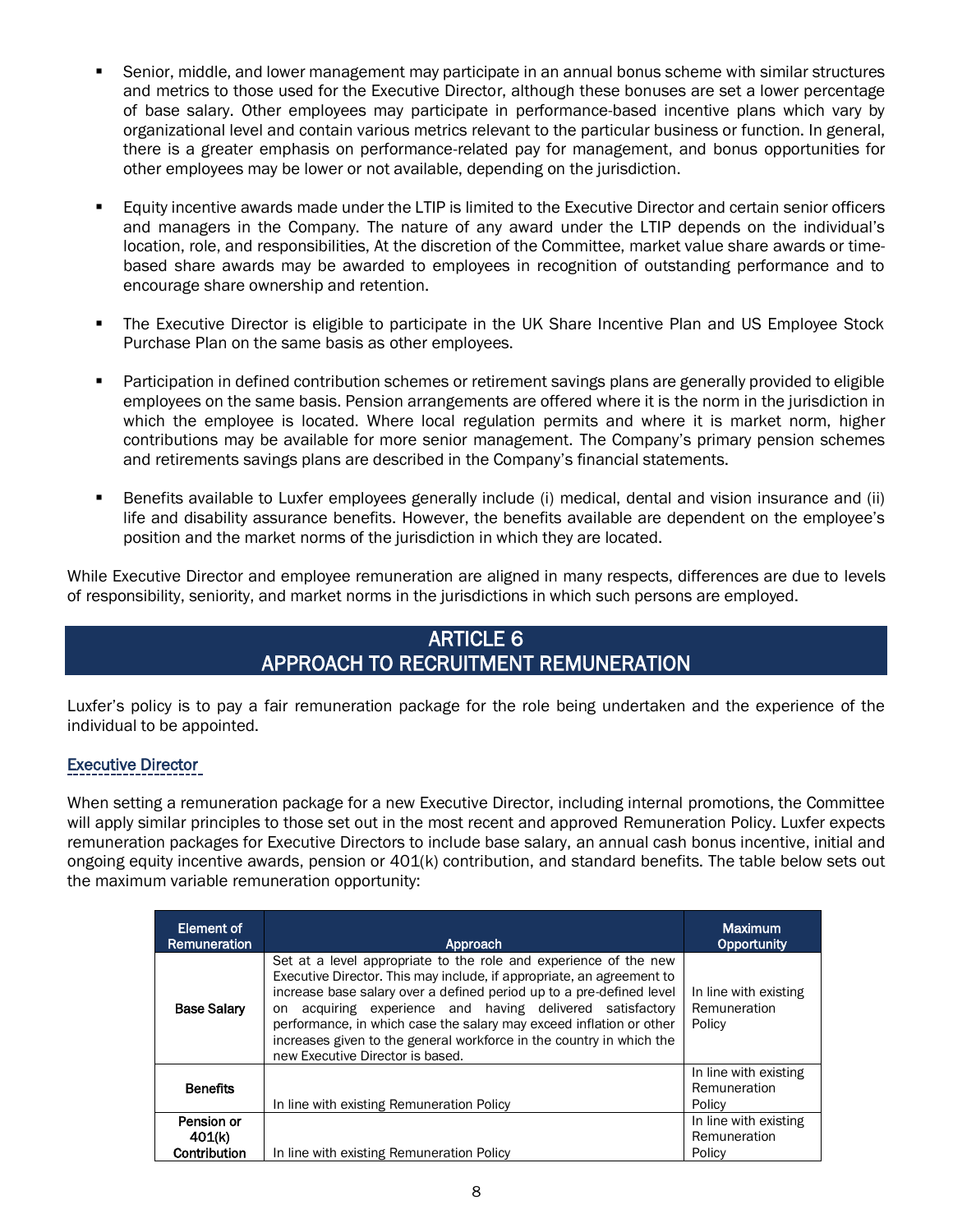- Senior, middle, and lower management may participate in an annual bonus scheme with similar structures and metrics to those used for the Executive Director, although these bonuses are set a lower percentage of base salary. Other employees may participate in performance-based incentive plans which vary by organizational level and contain various metrics relevant to the particular business or function. In general, there is a greater emphasis on performance-related pay for management, and bonus opportunities for other employees may be lower or not available, depending on the jurisdiction.

- Equity incentive awards made under the LTIP is limited to the Executive Director and certain senior officers and managers in the Company. The nature of any award under the LTIP depends on the individual's location, role, and responsibilities, At the discretion of the Committee, market value share awards or time-based share awards may be awarded to employees in recognition of outstanding performance and to encourage share ownership and retention.

- The Executive Director is eligible to participate in the UK Share Incentive Plan and US Employee Stock Purchase Plan on the same basis as other employees.

- Participation in defined contribution schemes or retirement savings plans are generally provided to eligible employees on the same basis. Pension arrangements are offered where it is the norm in the jurisdiction in which the employee is located. Where local regulation permits and where it is market norm, higher contributions may be available for more senior management. The Company's primary pension schemes and retirements savings plans are described in the Company's financial statements.

- Benefits available to Luxfer employees generally include (i) medical, dental and vision insurance and (ii) life and disability assurance benefits. However, the benefits available are dependent on the employee's position and the market norms of the jurisdiction in which they are located.

While Executive Director and employee remuneration are aligned in many respects, differences are due to levels of responsibility, seniority, and market norms in the jurisdictions in which such persons are employed.

## ARTICLE 6
## APPROACH TO RECRUITMENT REMUNERATION

Luxfer's policy is to pay a fair remuneration package for the role being undertaken and the experience of the individual to be appointed.

### Executive Director

When setting a remuneration package for a new Executive Director, including internal promotions, the Committee will apply similar principles to those set out in the most recent and approved Remuneration Policy. Luxfer expects remuneration packages for Executive Directors to include base salary, an annual cash bonus incentive, initial and ongoing equity incentive awards, pension or 401(k) contribution, and standard benefits. The table below sets out the maximum variable remuneration opportunity:

| Element of Remuneration | Approach | Maximum Opportunity |
|---|---|---|
| **Base Salary** | Set at a level appropriate to the role and experience of the new Executive Director. This may include, if appropriate, an agreement to increase base salary over a defined period up to a pre-defined level on acquiring experience and having delivered satisfactory performance, in which case the salary may exceed inflation or other increases given to the general workforce in the country in which the new Executive Director is based. | In line with existing Remuneration Policy |
| **Benefits** | In line with existing Remuneration Policy | In line with existing Remuneration Policy |
| **Pension or 401(k) Contribution** | In line with existing Remuneration Policy | In line with existing Remuneration Policy |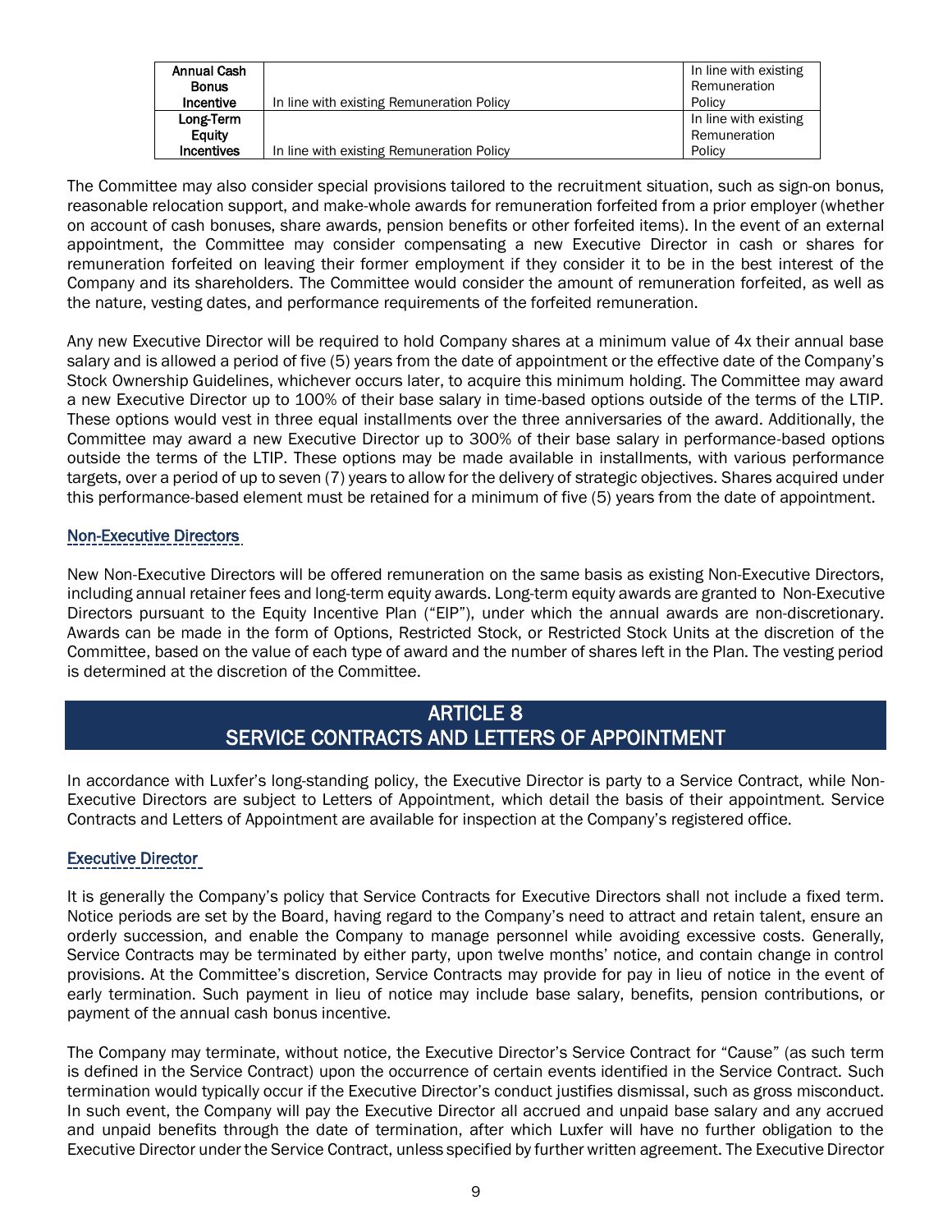| **Annual Cash Bonus Incentive** | In line with existing Remuneration Policy | In line with existing Remuneration Policy |
|---|---|---|
| **Long-Term Equity Incentives** | In line with existing Remuneration Policy | In line with existing Remuneration Policy |

The Committee may also consider special provisions tailored to the recruitment situation, such as sign-on bonus, reasonable relocation support, and make-whole awards for remuneration forfeited from a prior employer (whether on account of cash bonuses, share awards, pension benefits or other forfeited items). In the event of an external appointment, the Committee may consider compensating a new Executive Director in cash or shares for remuneration forfeited on leaving their former employment if they consider it to be in the best interest of the Company and its shareholders. The Committee would consider the amount of remuneration forfeited, as well as the nature, vesting dates, and performance requirements of the forfeited remuneration.

Any new Executive Director will be required to hold Company shares at a minimum value of 4x their annual base salary and is allowed a period of five (5) years from the date of appointment or the effective date of the Company's Stock Ownership Guidelines, whichever occurs later, to acquire this minimum holding. The Committee may award a new Executive Director up to 100% of their base salary in time-based options outside of the terms of the LTIP. These options would vest in three equal installments over the three anniversaries of the award. Additionally, the Committee may award a new Executive Director up to 300% of their base salary in performance-based options outside the terms of the LTIP. These options may be made available in installments, with various performance targets, over a period of up to seven (7) years to allow for the delivery of strategic objectives. Shares acquired under this performance-based element must be retained for a minimum of five (5) years from the date of appointment.

### Non-Executive Directors

New Non-Executive Directors will be offered remuneration on the same basis as existing Non-Executive Directors, including annual retainer fees and long-term equity awards. Long-term equity awards are granted to Non-Executive Directors pursuant to the Equity Incentive Plan ("EIP"), under which the annual awards are non-discretionary. Awards can be made in the form of Options, Restricted Stock, or Restricted Stock Units at the discretion of the Committee, based on the value of each type of award and the number of shares left in the Plan. The vesting period is determined at the discretion of the Committee.

## ARTICLE 8
## SERVICE CONTRACTS AND LETTERS OF APPOINTMENT

In accordance with Luxfer's long-standing policy, the Executive Director is party to a Service Contract, while Non-Executive Directors are subject to Letters of Appointment, which detail the basis of their appointment. Service Contracts and Letters of Appointment are available for inspection at the Company's registered office.

### Executive Director

It is generally the Company's policy that Service Contracts for Executive Directors shall not include a fixed term. Notice periods are set by the Board, having regard to the Company's need to attract and retain talent, ensure an orderly succession, and enable the Company to manage personnel while avoiding excessive costs. Generally, Service Contracts may be terminated by either party, upon twelve months' notice, and contain change in control provisions. At the Committee's discretion, Service Contracts may provide for pay in lieu of notice in the event of early termination. Such payment in lieu of notice may include base salary, benefits, pension contributions, or payment of the annual cash bonus incentive.

The Company may terminate, without notice, the Executive Director's Service Contract for "Cause" (as such term is defined in the Service Contract) upon the occurrence of certain events identified in the Service Contract. Such termination would typically occur if the Executive Director's conduct justifies dismissal, such as gross misconduct. In such event, the Company will pay the Executive Director all accrued and unpaid base salary and any accrued and unpaid benefits through the date of termination, after which Luxfer will have no further obligation to the Executive Director under the Service Contract, unless specified by further written agreement. The Executive Director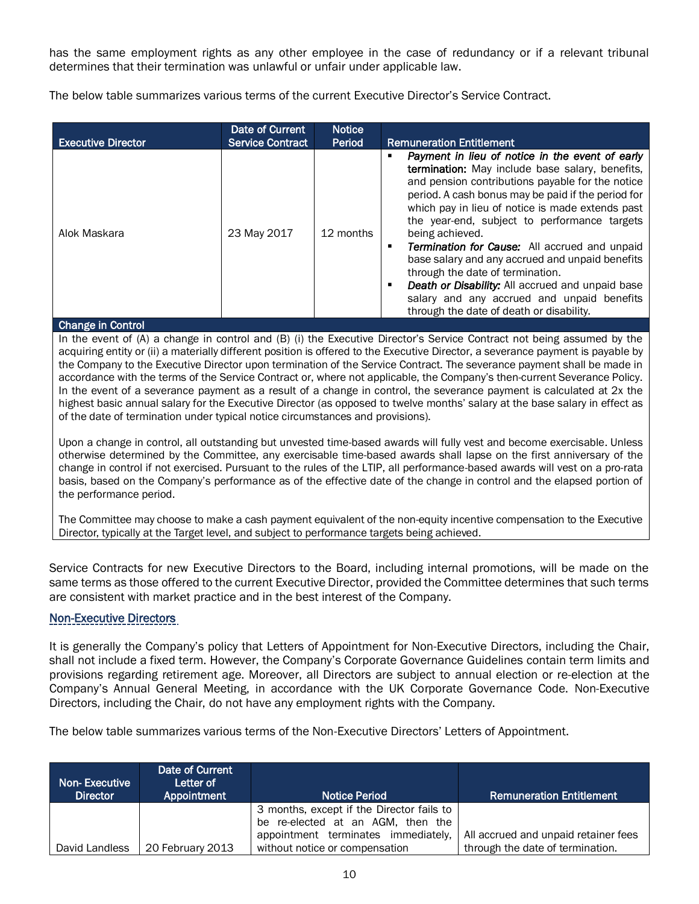has the same employment rights as any other employee in the case of redundancy or if a relevant tribunal determines that their termination was unlawful or unfair under applicable law.

The below table summarizes various terms of the current Executive Director's Service Contract.

| Executive Director | Date of Current Service Contract | Notice Period | Remuneration Entitlement |
|---|---|---|---|
| Alok Maskara | 23 May 2017 | 12 months | ▪ ***Payment in lieu of notice in the event of early termination:*** May include base salary, benefits, and pension contributions payable for the notice period. A cash bonus may be paid if the period for which pay in lieu of notice is made extends past the year-end, subject to performance targets being achieved.<br>▪ ***Termination for Cause:*** All accrued and unpaid base salary and any accrued and unpaid benefits through the date of termination.<br>▪ ***Death or Disability:*** All accrued and unpaid base salary and any accrued and unpaid benefits through the date of death or disability. |

**Change in Control**

In the event of (A) a change in control and (B) (i) the Executive Director's Service Contract not being assumed by the acquiring entity or (ii) a materially different position is offered to the Executive Director, a severance payment is payable by the Company to the Executive Director upon termination of the Service Contract. The severance payment shall be made in accordance with the terms of the Service Contract or, where not applicable, the Company's then-current Severance Policy. In the event of a severance payment as a result of a change in control, the severance payment is calculated at 2x the highest basic annual salary for the Executive Director (as opposed to twelve months' salary at the base salary in effect as of the date of termination under typical notice circumstances and provisions).

Upon a change in control, all outstanding but unvested time-based awards will fully vest and become exercisable. Unless otherwise determined by the Committee, any exercisable time-based awards shall lapse on the first anniversary of the change in control if not exercised. Pursuant to the rules of the LTIP, all performance-based awards will vest on a pro-rata basis, based on the Company's performance as of the effective date of the change in control and the elapsed portion of the performance period.

The Committee may choose to make a cash payment equivalent of the non-equity incentive compensation to the Executive Director, typically at the Target level, and subject to performance targets being achieved.

Service Contracts for new Executive Directors to the Board, including internal promotions, will be made on the same terms as those offered to the current Executive Director, provided the Committee determines that such terms are consistent with market practice and in the best interest of the Company.

## Non-Executive Directors

It is generally the Company's policy that Letters of Appointment for Non-Executive Directors, including the Chair, shall not include a fixed term. However, the Company's Corporate Governance Guidelines contain term limits and provisions regarding retirement age. Moreover, all Directors are subject to annual election or re-election at the Company's Annual General Meeting, in accordance with the UK Corporate Governance Code. Non-Executive Directors, including the Chair, do not have any employment rights with the Company.

The below table summarizes various terms of the Non-Executive Directors' Letters of Appointment.

| Non- Executive Director | Date of Current Letter of Appointment | Notice Period | Remuneration Entitlement |
|---|---|---|---|
| David Landless | 20 February 2013 | 3 months, except if the Director fails to be re-elected at an AGM, then the appointment terminates immediately, without notice or compensation | All accrued and unpaid retainer fees through the date of termination. |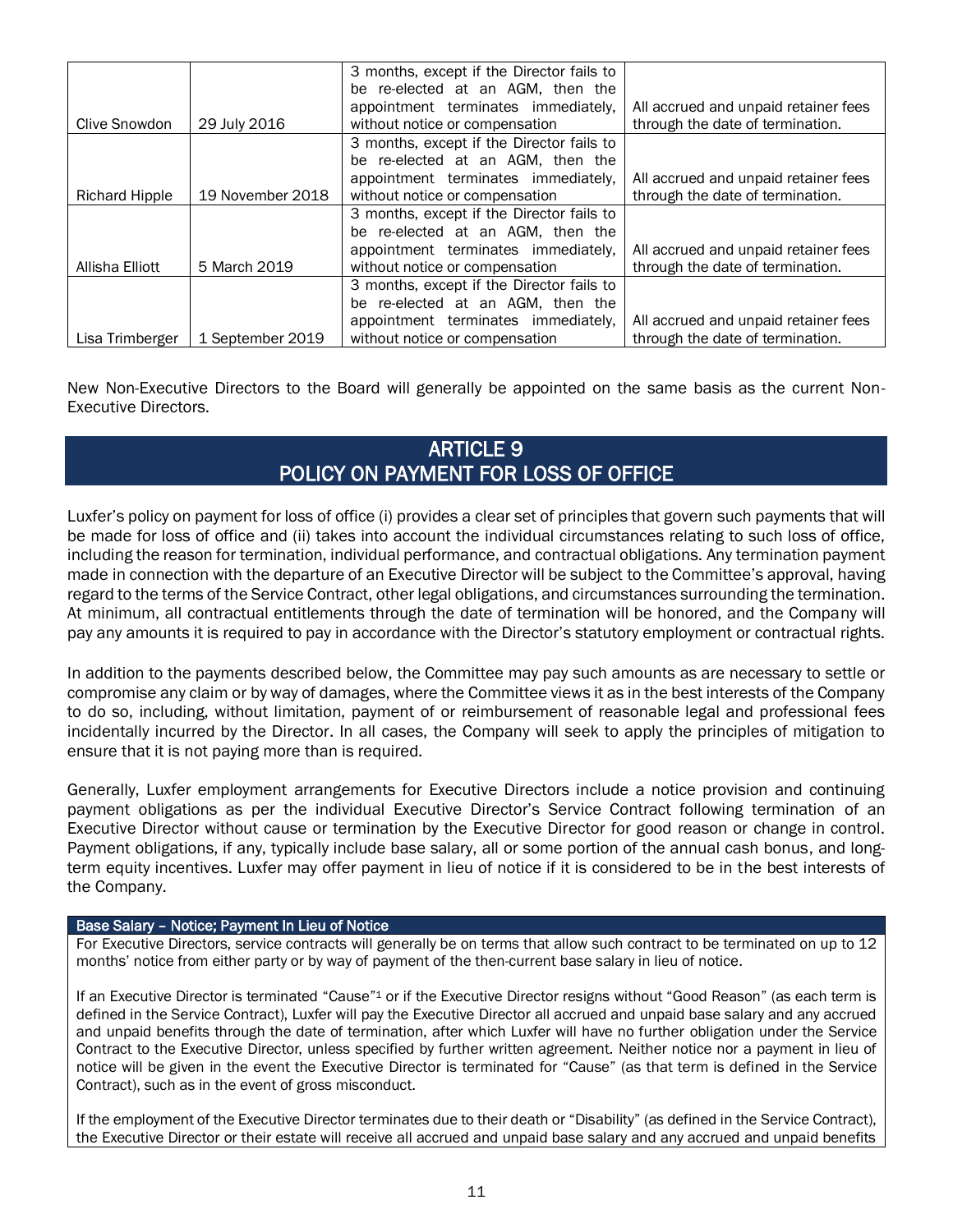| | | | |
|---|---|---|---|
| Clive Snowdon | 29 July 2016 | 3 months, except if the Director fails to be re-elected at an AGM, then the appointment terminates immediately, without notice or compensation | All accrued and unpaid retainer fees through the date of termination. |
| Richard Hipple | 19 November 2018 | 3 months, except if the Director fails to be re-elected at an AGM, then the appointment terminates immediately, without notice or compensation | All accrued and unpaid retainer fees through the date of termination. |
| Allisha Elliott | 5 March 2019 | 3 months, except if the Director fails to be re-elected at an AGM, then the appointment terminates immediately, without notice or compensation | All accrued and unpaid retainer fees through the date of termination. |
| Lisa Trimberger | 1 September 2019 | 3 months, except if the Director fails to be re-elected at an AGM, then the appointment terminates immediately, without notice or compensation | All accrued and unpaid retainer fees through the date of termination. |

New Non-Executive Directors to the Board will generally be appointed on the same basis as the current Non-Executive Directors.

## ARTICLE 9
## POLICY ON PAYMENT FOR LOSS OF OFFICE

Luxfer's policy on payment for loss of office (i) provides a clear set of principles that govern such payments that will be made for loss of office and (ii) takes into account the individual circumstances relating to such loss of office, including the reason for termination, individual performance, and contractual obligations. Any termination payment made in connection with the departure of an Executive Director will be subject to the Committee's approval, having regard to the terms of the Service Contract, other legal obligations, and circumstances surrounding the termination. At minimum, all contractual entitlements through the date of termination will be honored, and the Company will pay any amounts it is required to pay in accordance with the Director's statutory employment or contractual rights.

In addition to the payments described below, the Committee may pay such amounts as are necessary to settle or compromise any claim or by way of damages, where the Committee views it as in the best interests of the Company to do so, including, without limitation, payment of or reimbursement of reasonable legal and professional fees incidentally incurred by the Director. In all cases, the Company will seek to apply the principles of mitigation to ensure that it is not paying more than is required.

Generally, Luxfer employment arrangements for Executive Directors include a notice provision and continuing payment obligations as per the individual Executive Director's Service Contract following termination of an Executive Director without cause or termination by the Executive Director for good reason or change in control. Payment obligations, if any, typically include base salary, all or some portion of the annual cash bonus, and long-term equity incentives. Luxfer may offer payment in lieu of notice if it is considered to be in the best interests of the Company.

**Base Salary – Notice; Payment In Lieu of Notice**

For Executive Directors, service contracts will generally be on terms that allow such contract to be terminated on up to 12 months' notice from either party or by way of payment of the then-current base salary in lieu of notice.

If an Executive Director is terminated "Cause"[1] or if the Executive Director resigns without "Good Reason" (as each term is defined in the Service Contract), Luxfer will pay the Executive Director all accrued and unpaid base salary and any accrued and unpaid benefits through the date of termination, after which Luxfer will have no further obligation under the Service Contract to the Executive Director, unless specified by further written agreement. Neither notice nor a payment in lieu of notice will be given in the event the Executive Director is terminated for "Cause" (as that term is defined in the Service Contract), such as in the event of gross misconduct.

If the employment of the Executive Director terminates due to their death or "Disability" (as defined in the Service Contract), the Executive Director or their estate will receive all accrued and unpaid base salary and any accrued and unpaid benefits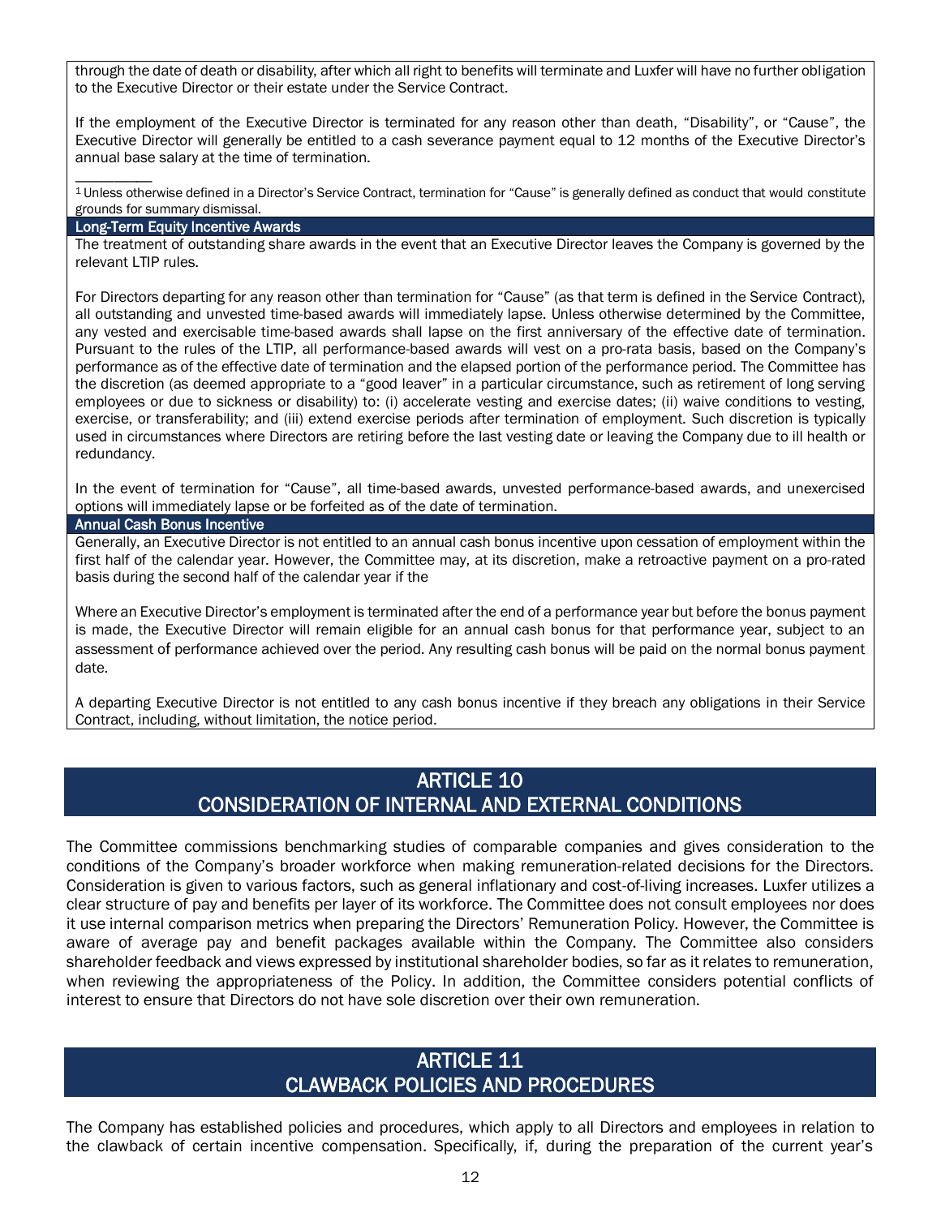through the date of death or disability, after which all right to benefits will terminate and Luxfer will have no further obligation to the Executive Director or their estate under the Service Contract.

If the employment of the Executive Director is terminated for any reason other than death, "Disability", or "Cause", the Executive Director will generally be entitled to a cash severance payment equal to 12 months of the Executive Director's annual base salary at the time of termination.

---

[1] Unless otherwise defined in a Director's Service Contract, termination for "Cause" is generally defined as conduct that would constitute grounds for summary dismissal.

**Long-Term Equity Incentive Awards**

The treatment of outstanding share awards in the event that an Executive Director leaves the Company is governed by the relevant LTIP rules.

For Directors departing for any reason other than termination for "Cause" (as that term is defined in the Service Contract), all outstanding and unvested time-based awards will immediately lapse. Unless otherwise determined by the Committee, any vested and exercisable time-based awards shall lapse on the first anniversary of the effective date of termination. Pursuant to the rules of the LTIP, all performance-based awards will vest on a pro-rata basis, based on the Company's performance as of the effective date of termination and the elapsed portion of the performance period. The Committee has the discretion (as deemed appropriate to a "good leaver" in a particular circumstance, such as retirement of long serving employees or due to sickness or disability) to: (i) accelerate vesting and exercise dates; (ii) waive conditions to vesting, exercise, or transferability; and (iii) extend exercise periods after termination of employment. Such discretion is typically used in circumstances where Directors are retiring before the last vesting date or leaving the Company due to ill health or redundancy.

In the event of termination for "Cause", all time-based awards, unvested performance-based awards, and unexercised options will immediately lapse or be forfeited as of the date of termination.

**Annual Cash Bonus Incentive**

Generally, an Executive Director is not entitled to an annual cash bonus incentive upon cessation of employment within the first half of the calendar year. However, the Committee may, at its discretion, make a retroactive payment on a pro-rated basis during the second half of the calendar year if the

Where an Executive Director's employment is terminated after the end of a performance year but before the bonus payment is made, the Executive Director will remain eligible for an annual cash bonus for that performance year, subject to an assessment of performance achieved over the period. Any resulting cash bonus will be paid on the normal bonus payment date.

A departing Executive Director is not entitled to any cash bonus incentive if they breach any obligations in their Service Contract, including, without limitation, the notice period.

## ARTICLE 10
## CONSIDERATION OF INTERNAL AND EXTERNAL CONDITIONS

The Committee commissions benchmarking studies of comparable companies and gives consideration to the conditions of the Company's broader workforce when making remuneration-related decisions for the Directors. Consideration is given to various factors, such as general inflationary and cost-of-living increases. Luxfer utilizes a clear structure of pay and benefits per layer of its workforce. The Committee does not consult employees nor does it use internal comparison metrics when preparing the Directors' Remuneration Policy. However, the Committee is aware of average pay and benefit packages available within the Company. The Committee also considers shareholder feedback and views expressed by institutional shareholder bodies, so far as it relates to remuneration, when reviewing the appropriateness of the Policy. In addition, the Committee considers potential conflicts of interest to ensure that Directors do not have sole discretion over their own remuneration.

## ARTICLE 11
## CLAWBACK POLICIES AND PROCEDURES

The Company has established policies and procedures, which apply to all Directors and employees in relation to the clawback of certain incentive compensation. Specifically, if, during the preparation of the current year's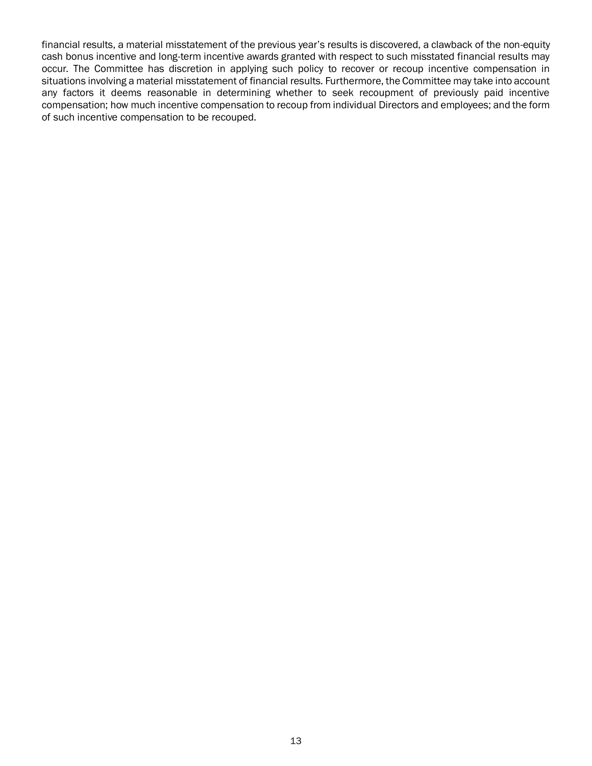financial results, a material misstatement of the previous year's results is discovered, a clawback of the non-equity cash bonus incentive and long-term incentive awards granted with respect to such misstated financial results may occur. The Committee has discretion in applying such policy to recover or recoup incentive compensation in situations involving a material misstatement of financial results. Furthermore, the Committee may take into account any factors it deems reasonable in determining whether to seek recoupment of previously paid incentive compensation; how much incentive compensation to recoup from individual Directors and employees; and the form of such incentive compensation to be recouped.